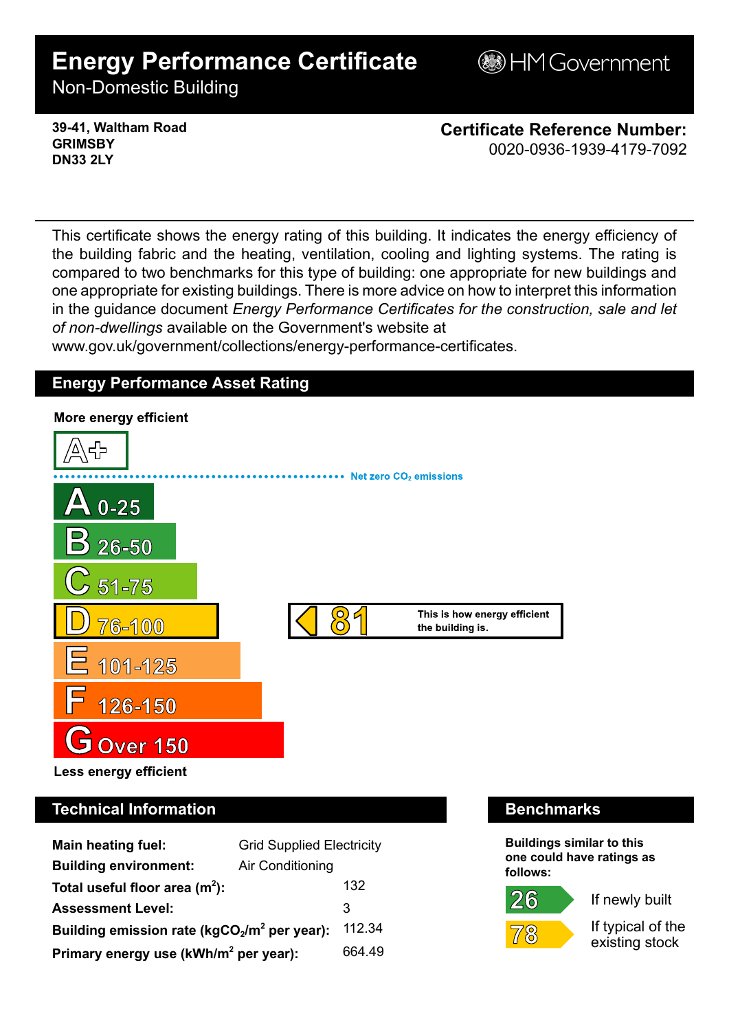# Energy Performance Certificate

Non-Domestic Building

HM Government

**39-41, Waltham Road**
**GRIMSBY**
**DN33 2LY**

**Certificate Reference Number:**
0020-0936-1939-4179-7092

This certificate shows the energy rating of this building. It indicates the energy efficiency of the building fabric and the heating, ventilation, cooling and lighting systems. The rating is compared to two benchmarks for this type of building: one appropriate for new buildings and one appropriate for existing buildings. There is more advice on how to interpret this information in the guidance document *Energy Performance Certificates for the construction, sale and let of non-dwellings* available on the Government's website at www.gov.uk/government/collections/energy-performance-certificates.

## Energy Performance Asset Rating

**More energy efficient**

- A+
- Net zero $CO_2$ emissions
- A 0-25
- B 26-50
- C 51-75
- D 76-100 — **81** This is how energy efficient the building is.
- E 101-125
- F 126-150
- G Over 150

**Less energy efficient**

## Technical Information

| | |
|---|---|
| **Main heating fuel:** | Grid Supplied Electricity |
| **Building environment:** | Air Conditioning |
| **Total useful floor area ($m^2$):** | 132 |
| **Assessment Level:** | 3 |
| **Building emission rate ($kgCO_2/m^2$ per year):** | 112.34 |
| **Primary energy use ($kWh/m^2$ per year):** | 664.49 |

## Benchmarks

**Buildings similar to this one could have ratings as follows:**

| | |
|---|---|
| 26 | If newly built |
| 78 | If typical of the existing stock |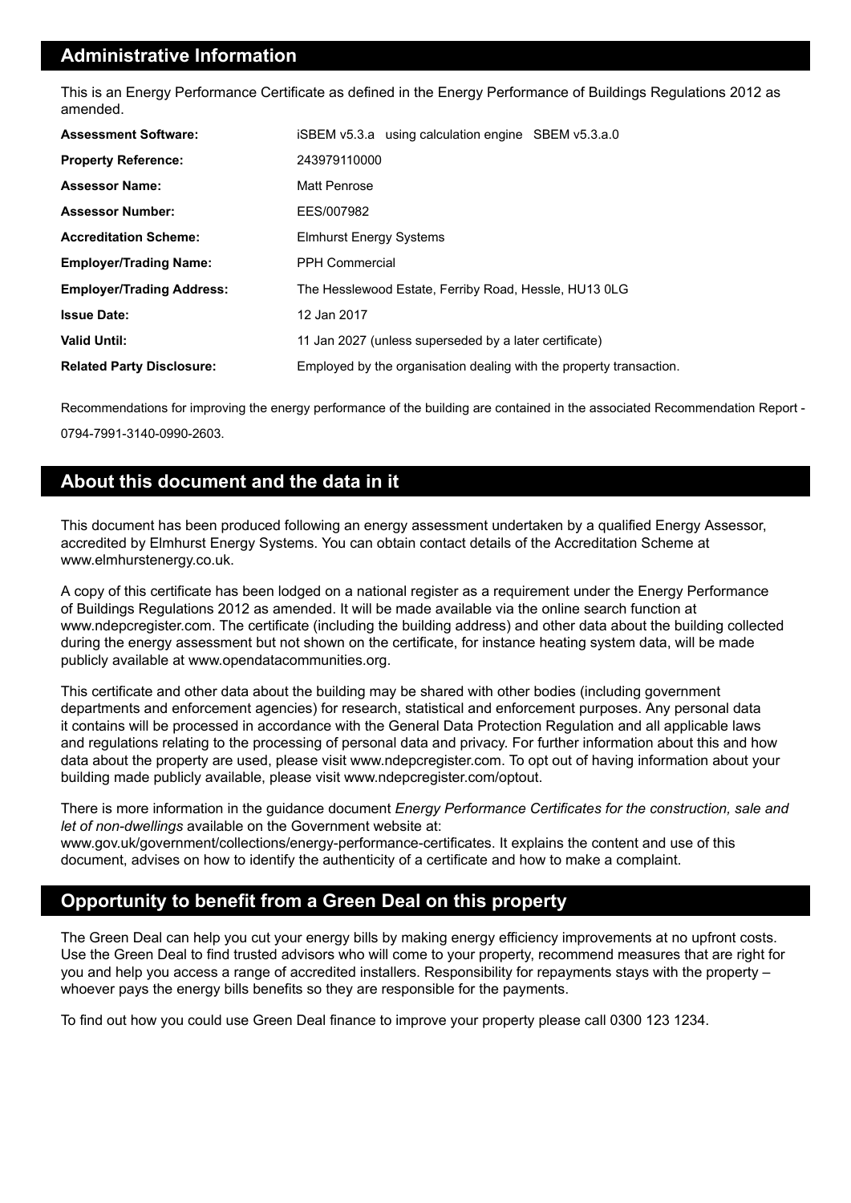## Administrative Information

This is an Energy Performance Certificate as defined in the Energy Performance of Buildings Regulations 2012 as amended.

| | |
|---|---|
| **Assessment Software:** | iSBEM v5.3.a using calculation engine SBEM v5.3.a.0 |
| **Property Reference:** | 243979110000 |
| **Assessor Name:** | Matt Penrose |
| **Assessor Number:** | EES/007982 |
| **Accreditation Scheme:** | Elmhurst Energy Systems |
| **Employer/Trading Name:** | PPH Commercial |
| **Employer/Trading Address:** | The Hesslewood Estate, Ferriby Road, Hessle, HU13 0LG |
| **Issue Date:** | 12 Jan 2017 |
| **Valid Until:** | 11 Jan 2027 (unless superseded by a later certificate) |
| **Related Party Disclosure:** | Employed by the organisation dealing with the property transaction. |

Recommendations for improving the energy performance of the building are contained in the associated Recommendation Report - 0794-7991-3140-0990-2603.

## About this document and the data in it

This document has been produced following an energy assessment undertaken by a qualified Energy Assessor, accredited by Elmhurst Energy Systems. You can obtain contact details of the Accreditation Scheme at www.elmhurstenergy.co.uk.

A copy of this certificate has been lodged on a national register as a requirement under the Energy Performance of Buildings Regulations 2012 as amended. It will be made available via the online search function at www.ndepcregister.com. The certificate (including the building address) and other data about the building collected during the energy assessment but not shown on the certificate, for instance heating system data, will be made publicly available at www.opendatacommunities.org.

This certificate and other data about the building may be shared with other bodies (including government departments and enforcement agencies) for research, statistical and enforcement purposes. Any personal data it contains will be processed in accordance with the General Data Protection Regulation and all applicable laws and regulations relating to the processing of personal data and privacy. For further information about this and how data about the property are used, please visit www.ndepcregister.com. To opt out of having information about your building made publicly available, please visit www.ndepcregister.com/optout.

There is more information in the guidance document *Energy Performance Certificates for the construction, sale and let of non-dwellings* available on the Government website at:
www.gov.uk/government/collections/energy-performance-certificates. It explains the content and use of this document, advises on how to identify the authenticity of a certificate and how to make a complaint.

## Opportunity to benefit from a Green Deal on this property

The Green Deal can help you cut your energy bills by making energy efficiency improvements at no upfront costs. Use the Green Deal to find trusted advisors who will come to your property, recommend measures that are right for you and help you access a range of accredited installers. Responsibility for repayments stays with the property – whoever pays the energy bills benefits so they are responsible for the payments.

To find out how you could use Green Deal finance to improve your property please call 0300 123 1234.